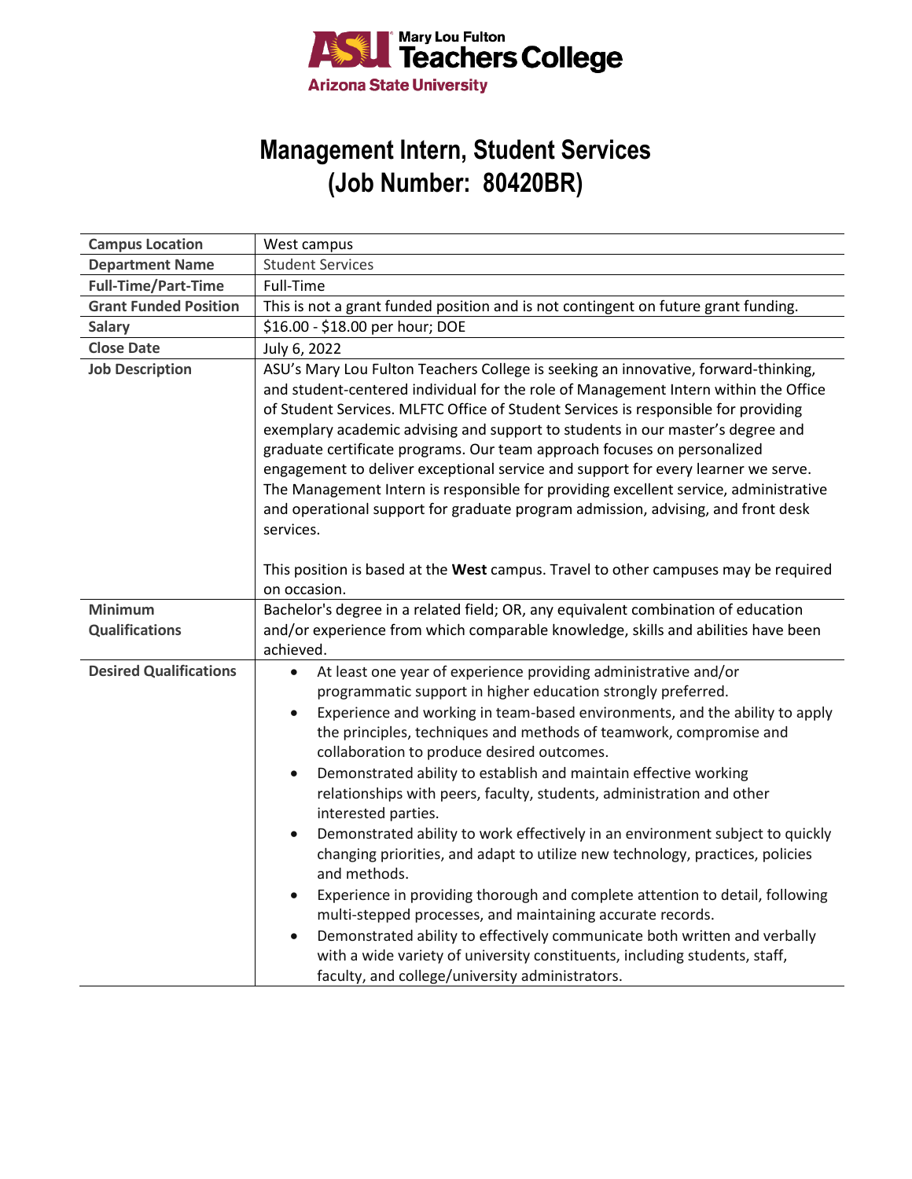# Management Intern, Student Services
# (Job Number: 80420BR)

| | |
|---|---|
| **Campus Location** | West campus |
| **Department Name** | Student Services |
| **Full-Time/Part-Time** | Full-Time |
| **Grant Funded Position** | This is not a grant funded position and is not contingent on future grant funding. |
| **Salary** | $16.00 - $18.00 per hour; DOE |
| **Close Date** | July 6, 2022 |
| **Job Description** | ASU's Mary Lou Fulton Teachers College is seeking an innovative, forward-thinking, and student-centered individual for the role of Management Intern within the Office of Student Services. MLFTC Office of Student Services is responsible for providing exemplary academic advising and support to students in our master's degree and graduate certificate programs. Our team approach focuses on personalized engagement to deliver exceptional service and support for every learner we serve. The Management Intern is responsible for providing excellent service, administrative and operational support for graduate program admission, advising, and front desk services.<br><br>This position is based at the **West** campus. Travel to other campuses may be required on occasion. |
| **Minimum Qualifications** | Bachelor's degree in a related field; OR, any equivalent combination of education and/or experience from which comparable knowledge, skills and abilities have been achieved. |
| **Desired Qualifications** | • At least one year of experience providing administrative and/or programmatic support in higher education strongly preferred.<br>• Experience and working in team-based environments, and the ability to apply the principles, techniques and methods of teamwork, compromise and collaboration to produce desired outcomes.<br>• Demonstrated ability to establish and maintain effective working relationships with peers, faculty, students, administration and other interested parties.<br>• Demonstrated ability to work effectively in an environment subject to quickly changing priorities, and adapt to utilize new technology, practices, policies and methods.<br>• Experience in providing thorough and complete attention to detail, following multi-stepped processes, and maintaining accurate records.<br>• Demonstrated ability to effectively communicate both written and verbally with a wide variety of university constituents, including students, staff, faculty, and college/university administrators. |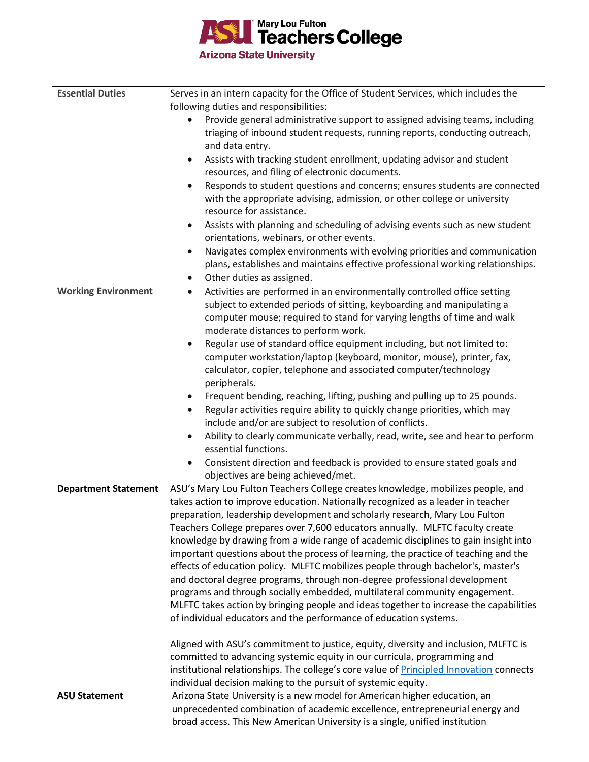| | |
|---|---|
| **Essential Duties** | Serves in an intern capacity for the Office of Student Services, which includes the following duties and responsibilities:<br>• Provide general administrative support to assigned advising teams, including triaging of inbound student requests, running reports, conducting outreach, and data entry.<br>• Assists with tracking student enrollment, updating advisor and student resources, and filing of electronic documents.<br>• Responds to student questions and concerns; ensures students are connected with the appropriate advising, admission, or other college or university resource for assistance.<br>• Assists with planning and scheduling of advising events such as new student orientations, webinars, or other events.<br>• Navigates complex environments with evolving priorities and communication plans, establishes and maintains effective professional working relationships.<br>• Other duties as assigned. |
| **Working Environment** | • Activities are performed in an environmentally controlled office setting subject to extended periods of sitting, keyboarding and manipulating a computer mouse; required to stand for varying lengths of time and walk moderate distances to perform work.<br>• Regular use of standard office equipment including, but not limited to: computer workstation/laptop (keyboard, monitor, mouse), printer, fax, calculator, copier, telephone and associated computer/technology peripherals.<br>• Frequent bending, reaching, lifting, pushing and pulling up to 25 pounds.<br>• Regular activities require ability to quickly change priorities, which may include and/or are subject to resolution of conflicts.<br>• Ability to clearly communicate verbally, read, write, see and hear to perform essential functions.<br>• Consistent direction and feedback is provided to ensure stated goals and objectives are being achieved/met. |
| **Department Statement** | ASU's Mary Lou Fulton Teachers College creates knowledge, mobilizes people, and takes action to improve education. Nationally recognized as a leader in teacher preparation, leadership development and scholarly research, Mary Lou Fulton Teachers College prepares over 7,600 educators annually. MLFTC faculty create knowledge by drawing from a wide range of academic disciplines to gain insight into important questions about the process of learning, the practice of teaching and the effects of education policy. MLFTC mobilizes people through bachelor's, master's and doctoral degree programs, through non-degree professional development programs and through socially embedded, multilateral community engagement. MLFTC takes action by bringing people and ideas together to increase the capabilities of individual educators and the performance of education systems.<br><br>Aligned with ASU's commitment to justice, equity, diversity and inclusion, MLFTC is committed to advancing systemic equity in our curricula, programming and institutional relationships. The college's core value of Principled Innovation connects individual decision making to the pursuit of systemic equity. |
| **ASU Statement** | Arizona State University is a new model for American higher education, an unprecedented combination of academic excellence, entrepreneurial energy and broad access. This New American University is a single, unified institution |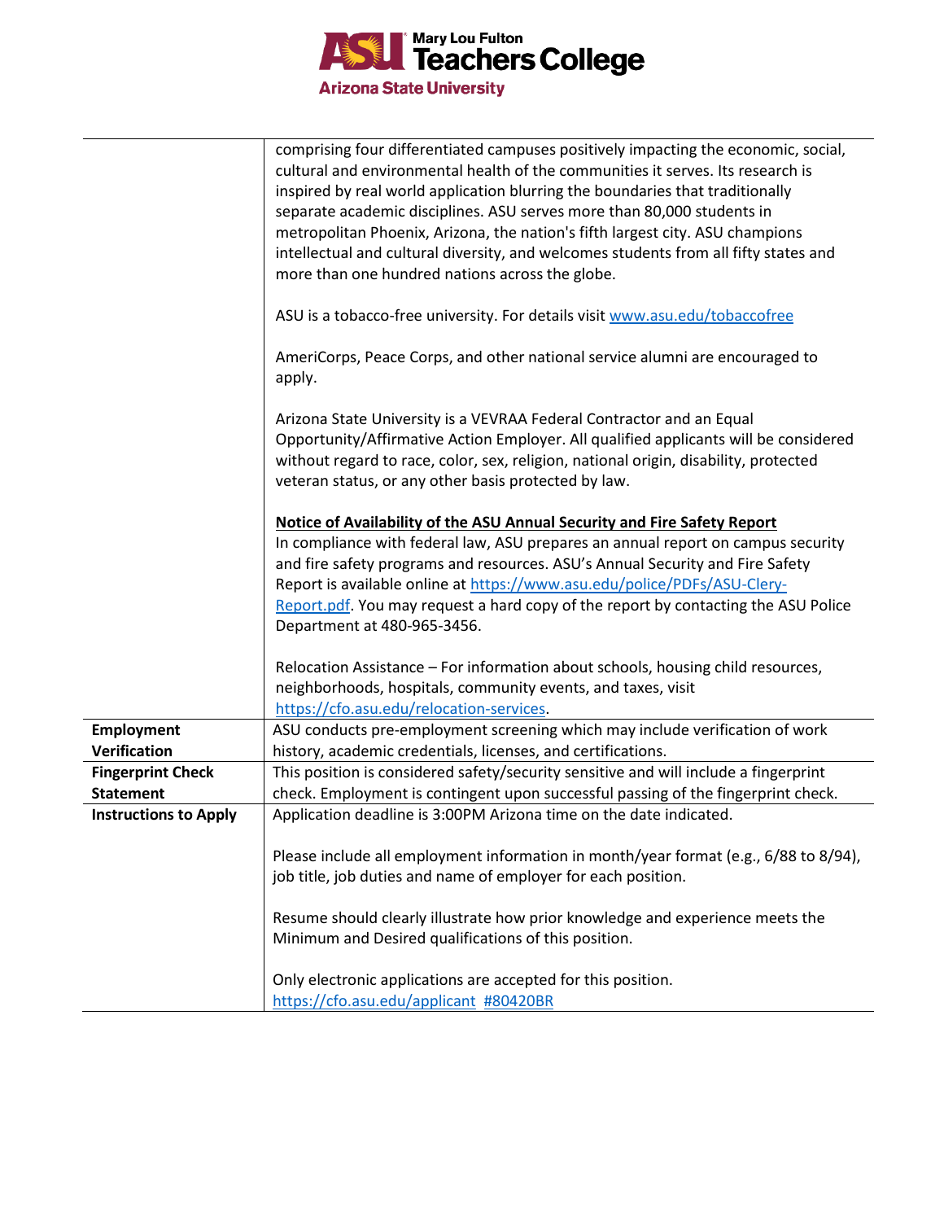| | |
|---|---|
| | comprising four differentiated campuses positively impacting the economic, social, cultural and environmental health of the communities it serves. Its research is inspired by real world application blurring the boundaries that traditionally separate academic disciplines. ASU serves more than 80,000 students in metropolitan Phoenix, Arizona, the nation's fifth largest city. ASU champions intellectual and cultural diversity, and welcomes students from all fifty states and more than one hundred nations across the globe.<br><br>ASU is a tobacco-free university. For details visit www.asu.edu/tobaccofree<br><br>AmeriCorps, Peace Corps, and other national service alumni are encouraged to apply.<br><br>Arizona State University is a VEVRAA Federal Contractor and an Equal Opportunity/Affirmative Action Employer. All qualified applicants will be considered without regard to race, color, sex, religion, national origin, disability, protected veteran status, or any other basis protected by law.<br><br>**Notice of Availability of the ASU Annual Security and Fire Safety Report**<br>In compliance with federal law, ASU prepares an annual report on campus security and fire safety programs and resources. ASU's Annual Security and Fire Safety Report is available online at https://www.asu.edu/police/PDFs/ASU-Clery-Report.pdf. You may request a hard copy of the report by contacting the ASU Police Department at 480-965-3456.<br><br>Relocation Assistance – For information about schools, housing child resources, neighborhoods, hospitals, community events, and taxes, visit https://cfo.asu.edu/relocation-services. |
| **Employment Verification** | ASU conducts pre-employment screening which may include verification of work history, academic credentials, licenses, and certifications. |
| **Fingerprint Check Statement** | This position is considered safety/security sensitive and will include a fingerprint check. Employment is contingent upon successful passing of the fingerprint check. |
| **Instructions to Apply** | Application deadline is 3:00PM Arizona time on the date indicated.<br><br>Please include all employment information in month/year format (e.g., 6/88 to 8/94), job title, job duties and name of employer for each position.<br><br>Resume should clearly illustrate how prior knowledge and experience meets the Minimum and Desired qualifications of this position.<br><br>Only electronic applications are accepted for this position.<br>https://cfo.asu.edu/applicant #80420BR |